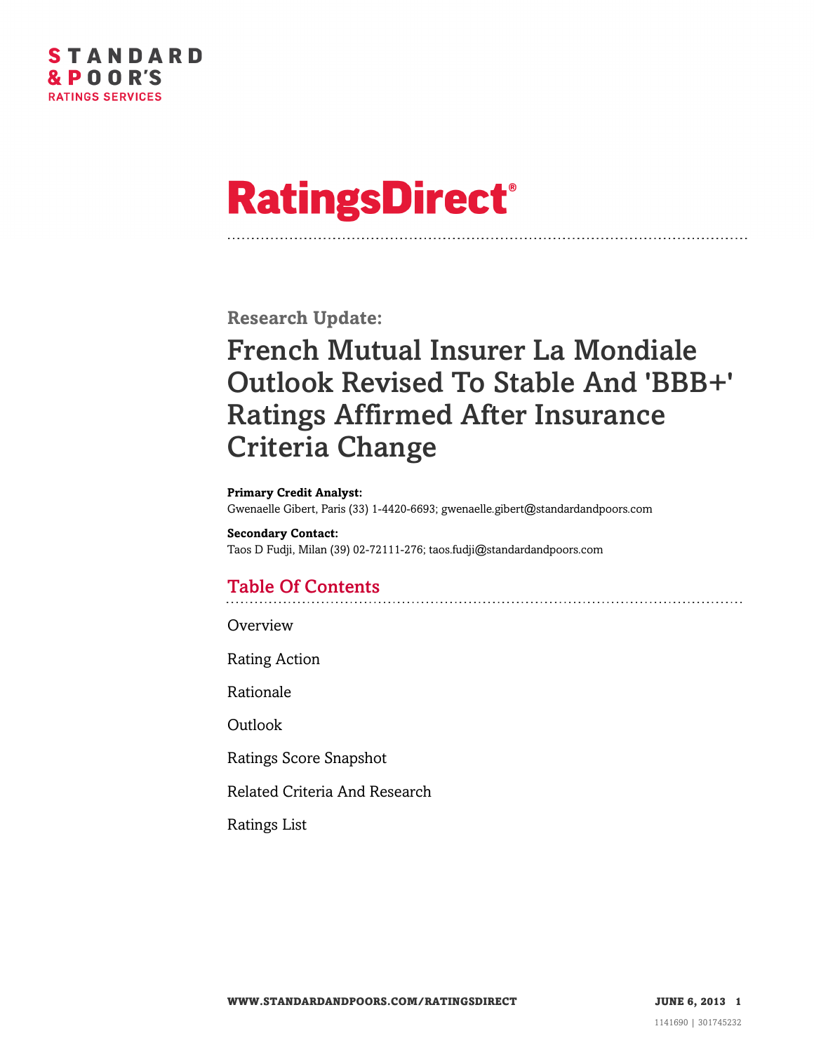STANDARD & POOR'S
RATINGS SERVICES

# RatingsDirect®

**Research Update:**

## French Mutual Insurer La Mondiale Outlook Revised To Stable And 'BBB+' Ratings Affirmed After Insurance Criteria Change

**Primary Credit Analyst:**
Gwenaelle Gibert, Paris (33) 1-4420-6693; gwenaelle.gibert@standardandpoors.com

**Secondary Contact:**
Taos D Fudji, Milan (39) 02-72111-276; taos.fudji@standardandpoors.com

## Table Of Contents

Overview

Rating Action

Rationale

Outlook

Ratings Score Snapshot

Related Criteria And Research

Ratings List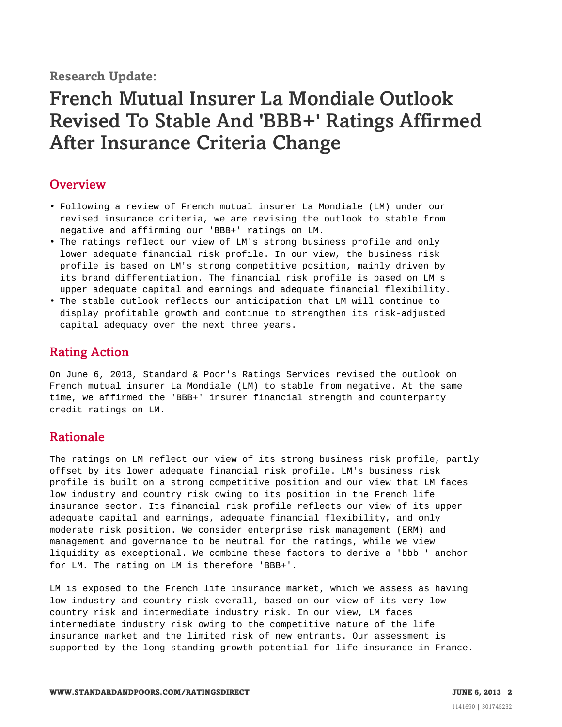Research Update:

# French Mutual Insurer La Mondiale Outlook Revised To Stable And 'BBB+' Ratings Affirmed After Insurance Criteria Change

## Overview

- Following a review of French mutual insurer La Mondiale (LM) under our revised insurance criteria, we are revising the outlook to stable from negative and affirming our 'BBB+' ratings on LM.
- The ratings reflect our view of LM's strong business profile and only lower adequate financial risk profile. In our view, the business risk profile is based on LM's strong competitive position, mainly driven by its brand differentiation. The financial risk profile is based on LM's upper adequate capital and earnings and adequate financial flexibility.
- The stable outlook reflects our anticipation that LM will continue to display profitable growth and continue to strengthen its risk-adjusted capital adequacy over the next three years.

## Rating Action

On June 6, 2013, Standard & Poor's Ratings Services revised the outlook on French mutual insurer La Mondiale (LM) to stable from negative. At the same time, we affirmed the 'BBB+' insurer financial strength and counterparty credit ratings on LM.

## Rationale

The ratings on LM reflect our view of its strong business risk profile, partly offset by its lower adequate financial risk profile. LM's business risk profile is built on a strong competitive position and our view that LM faces low industry and country risk owing to its position in the French life insurance sector. Its financial risk profile reflects our view of its upper adequate capital and earnings, adequate financial flexibility, and only moderate risk position. We consider enterprise risk management (ERM) and management and governance to be neutral for the ratings, while we view liquidity as exceptional. We combine these factors to derive a 'bbb+' anchor for LM. The rating on LM is therefore 'BBB+'.

LM is exposed to the French life insurance market, which we assess as having low industry and country risk overall, based on our view of its very low country risk and intermediate industry risk. In our view, LM faces intermediate industry risk owing to the competitive nature of the life insurance market and the limited risk of new entrants. Our assessment is supported by the long-standing growth potential for life insurance in France.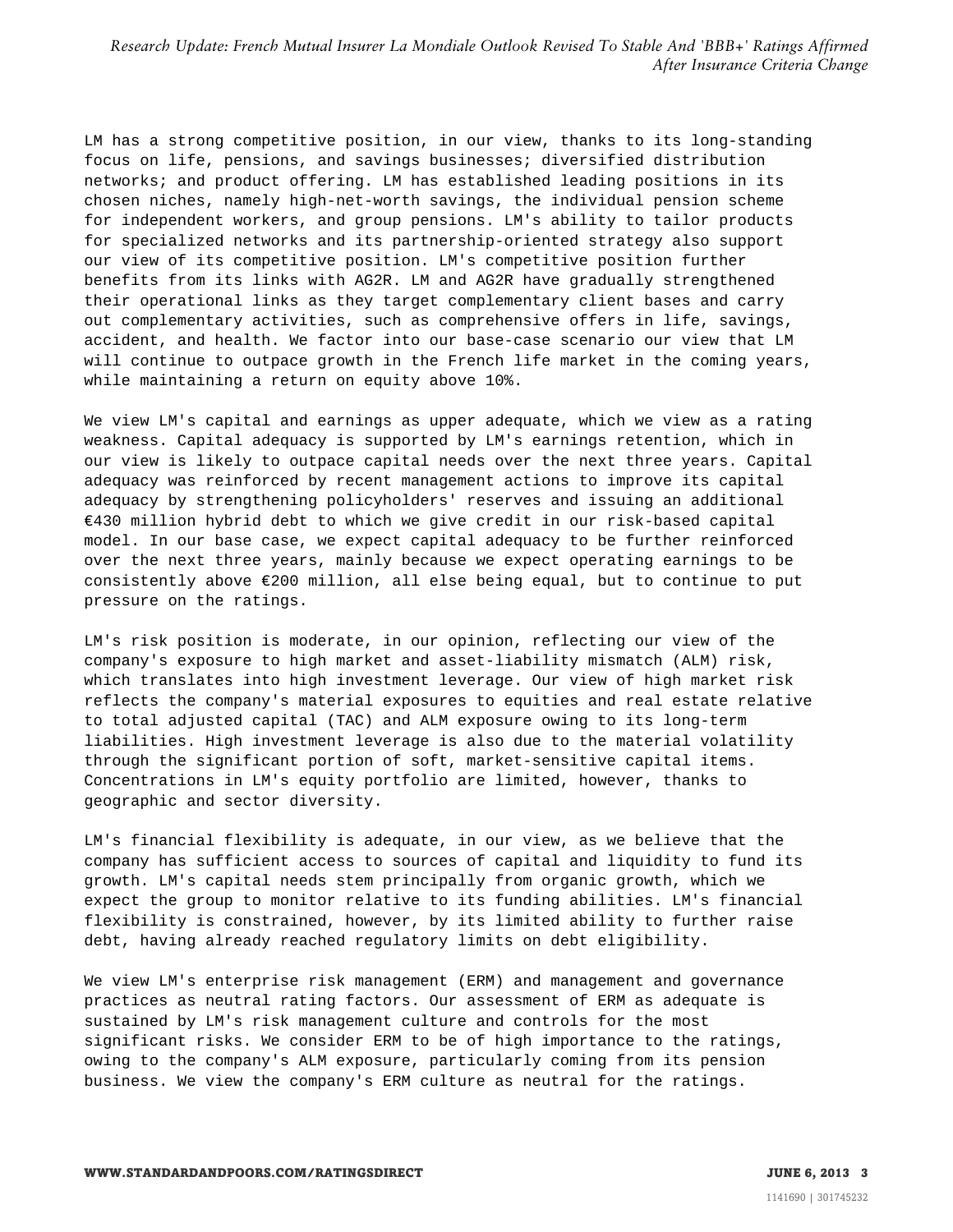LM has a strong competitive position, in our view, thanks to its long-standing focus on life, pensions, and savings businesses; diversified distribution networks; and product offering. LM has established leading positions in its chosen niches, namely high-net-worth savings, the individual pension scheme for independent workers, and group pensions. LM's ability to tailor products for specialized networks and its partnership-oriented strategy also support our view of its competitive position. LM's competitive position further benefits from its links with AG2R. LM and AG2R have gradually strengthened their operational links as they target complementary client bases and carry out complementary activities, such as comprehensive offers in life, savings, accident, and health. We factor into our base-case scenario our view that LM will continue to outpace growth in the French life market in the coming years, while maintaining a return on equity above 10%.

We view LM's capital and earnings as upper adequate, which we view as a rating weakness. Capital adequacy is supported by LM's earnings retention, which in our view is likely to outpace capital needs over the next three years. Capital adequacy was reinforced by recent management actions to improve its capital adequacy by strengthening policyholders' reserves and issuing an additional €430 million hybrid debt to which we give credit in our risk-based capital model. In our base case, we expect capital adequacy to be further reinforced over the next three years, mainly because we expect operating earnings to be consistently above €200 million, all else being equal, but to continue to put pressure on the ratings.

LM's risk position is moderate, in our opinion, reflecting our view of the company's exposure to high market and asset-liability mismatch (ALM) risk, which translates into high investment leverage. Our view of high market risk reflects the company's material exposures to equities and real estate relative to total adjusted capital (TAC) and ALM exposure owing to its long-term liabilities. High investment leverage is also due to the material volatility through the significant portion of soft, market-sensitive capital items. Concentrations in LM's equity portfolio are limited, however, thanks to geographic and sector diversity.

LM's financial flexibility is adequate, in our view, as we believe that the company has sufficient access to sources of capital and liquidity to fund its growth. LM's capital needs stem principally from organic growth, which we expect the group to monitor relative to its funding abilities. LM's financial flexibility is constrained, however, by its limited ability to further raise debt, having already reached regulatory limits on debt eligibility.

We view LM's enterprise risk management (ERM) and management and governance practices as neutral rating factors. Our assessment of ERM as adequate is sustained by LM's risk management culture and controls for the most significant risks. We consider ERM to be of high importance to the ratings, owing to the company's ALM exposure, particularly coming from its pension business. We view the company's ERM culture as neutral for the ratings.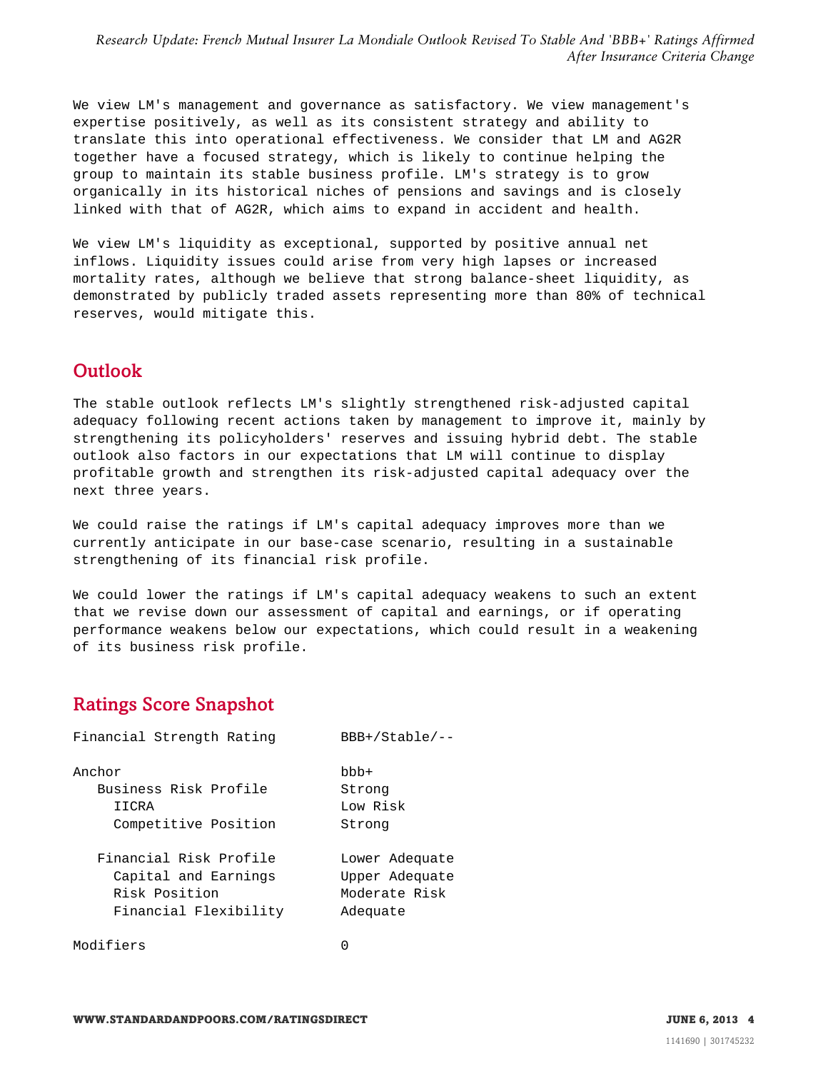We view LM's management and governance as satisfactory. We view management's expertise positively, as well as its consistent strategy and ability to translate this into operational effectiveness. We consider that LM and AG2R together have a focused strategy, which is likely to continue helping the group to maintain its stable business profile. LM's strategy is to grow organically in its historical niches of pensions and savings and is closely linked with that of AG2R, which aims to expand in accident and health.

We view LM's liquidity as exceptional, supported by positive annual net inflows. Liquidity issues could arise from very high lapses or increased mortality rates, although we believe that strong balance-sheet liquidity, as demonstrated by publicly traded assets representing more than 80% of technical reserves, would mitigate this.

## Outlook

The stable outlook reflects LM's slightly strengthened risk-adjusted capital adequacy following recent actions taken by management to improve it, mainly by strengthening its policyholders' reserves and issuing hybrid debt. The stable outlook also factors in our expectations that LM will continue to display profitable growth and strengthen its risk-adjusted capital adequacy over the next three years.

We could raise the ratings if LM's capital adequacy improves more than we currently anticipate in our base-case scenario, resulting in a sustainable strengthening of its financial risk profile.

We could lower the ratings if LM's capital adequacy weakens to such an extent that we revise down our assessment of capital and earnings, or if operating performance weakens below our expectations, which could result in a weakening of its business risk profile.

## Ratings Score Snapshot

| | |
|---|---|
| Financial Strength Rating | BBB+/Stable/-- |
| Anchor | bbb+ |
| Business Risk Profile | Strong |
| IICRA | Low Risk |
| Competitive Position | Strong |
| Financial Risk Profile | Lower Adequate |
| Capital and Earnings | Upper Adequate |
| Risk Position | Moderate Risk |
| Financial Flexibility | Adequate |
| Modifiers | 0 |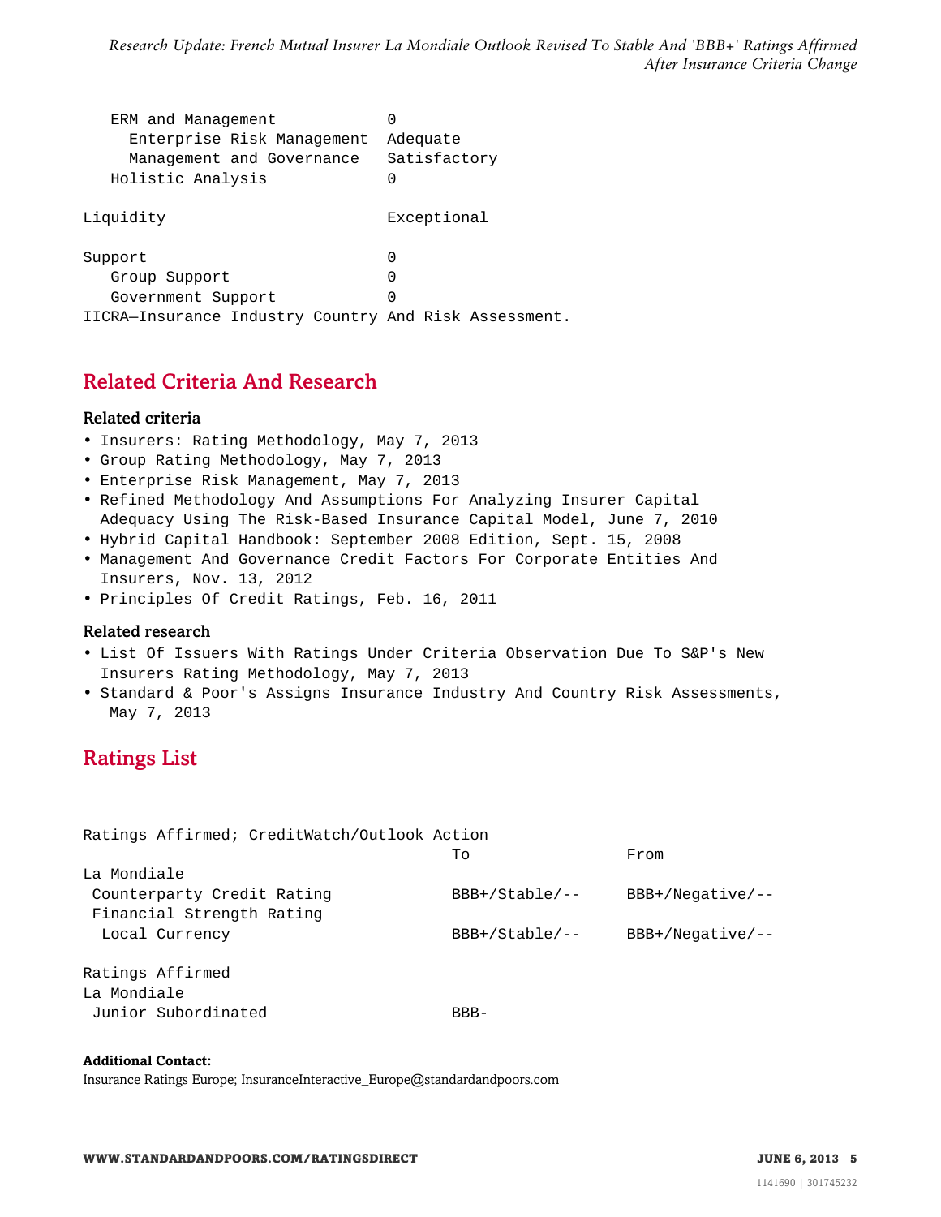| | |
|---|---|
| ERM and Management | 0 |
| Enterprise Risk Management | Adequate |
| Management and Governance | Satisfactory |
| Holistic Analysis | 0 |
| | |
| Liquidity | Exceptional |
| | |
| Support | 0 |
| Group Support | 0 |
| Government Support | 0 |

IICRA—Insurance Industry Country And Risk Assessment.

## Related Criteria And Research

### Related criteria

- Insurers: Rating Methodology, May 7, 2013
- Group Rating Methodology, May 7, 2013
- Enterprise Risk Management, May 7, 2013
- Refined Methodology And Assumptions For Analyzing Insurer Capital Adequacy Using The Risk-Based Insurance Capital Model, June 7, 2010
- Hybrid Capital Handbook: September 2008 Edition, Sept. 15, 2008
- Management And Governance Credit Factors For Corporate Entities And Insurers, Nov. 13, 2012
- Principles Of Credit Ratings, Feb. 16, 2011

### Related research

- List Of Issuers With Ratings Under Criteria Observation Due To S&P's New Insurers Rating Methodology, May 7, 2013
- Standard & Poor's Assigns Insurance Industry And Country Risk Assessments, May 7, 2013

## Ratings List

Ratings Affirmed; CreditWatch/Outlook Action

| | To | From |
|---|---|---|
| La Mondiale | | |
| Counterparty Credit Rating | BBB+/Stable/-- | BBB+/Negative/-- |
| Financial Strength Rating | | |
| Local Currency | BBB+/Stable/-- | BBB+/Negative/-- |

Ratings Affirmed

| | |
|---|---|
| La Mondiale | |
| Junior Subordinated | BBB- |

**Additional Contact:**
Insurance Ratings Europe; InsuranceInteractive_Europe@standardandpoors.com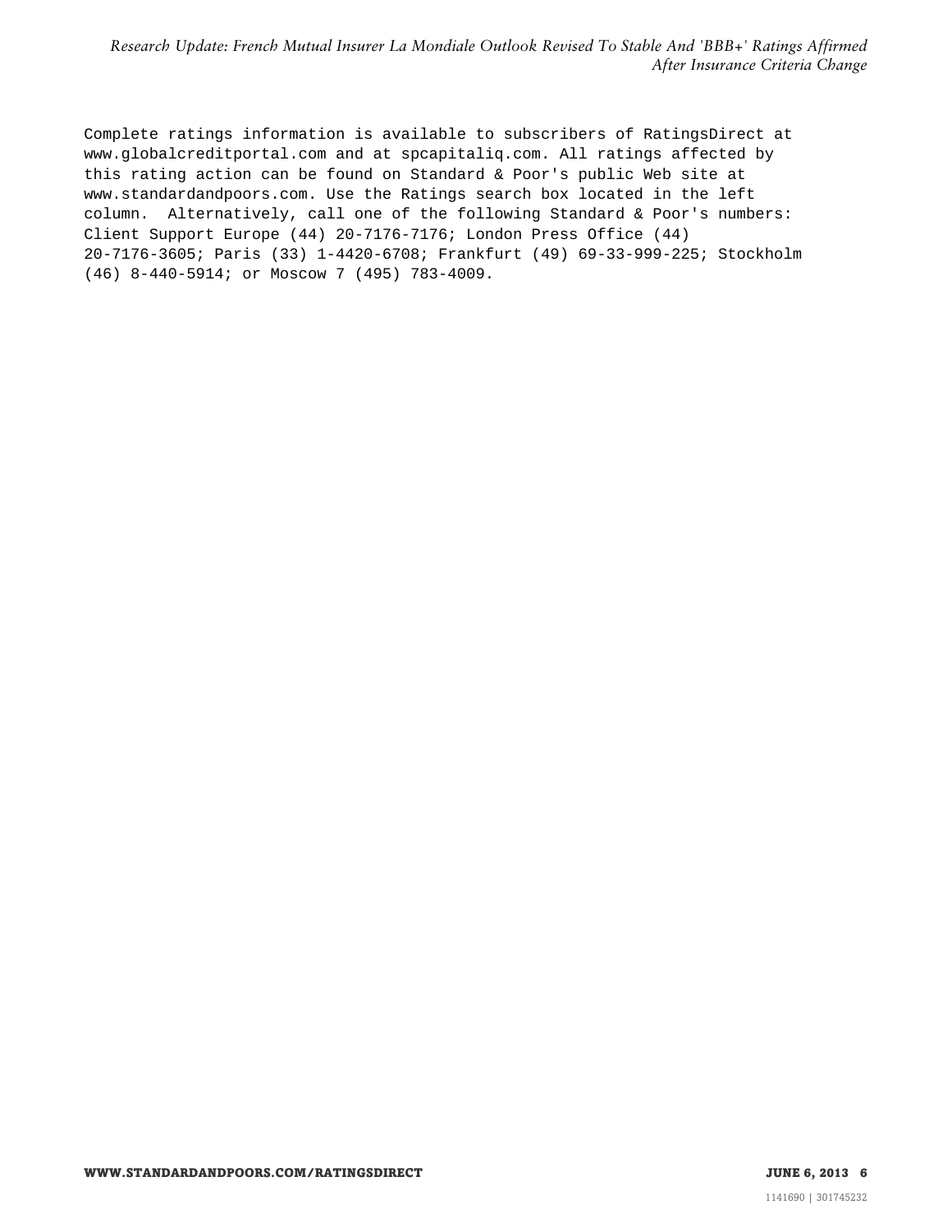Complete ratings information is available to subscribers of RatingsDirect at www.globalcreditportal.com and at spcapitaliq.com. All ratings affected by this rating action can be found on Standard & Poor's public Web site at www.standardandpoors.com. Use the Ratings search box located in the left column. Alternatively, call one of the following Standard & Poor's numbers: Client Support Europe (44) 20-7176-7176; London Press Office (44) 20-7176-3605; Paris (33) 1-4420-6708; Frankfurt (49) 69-33-999-225; Stockholm (46) 8-440-5914; or Moscow 7 (495) 783-4009.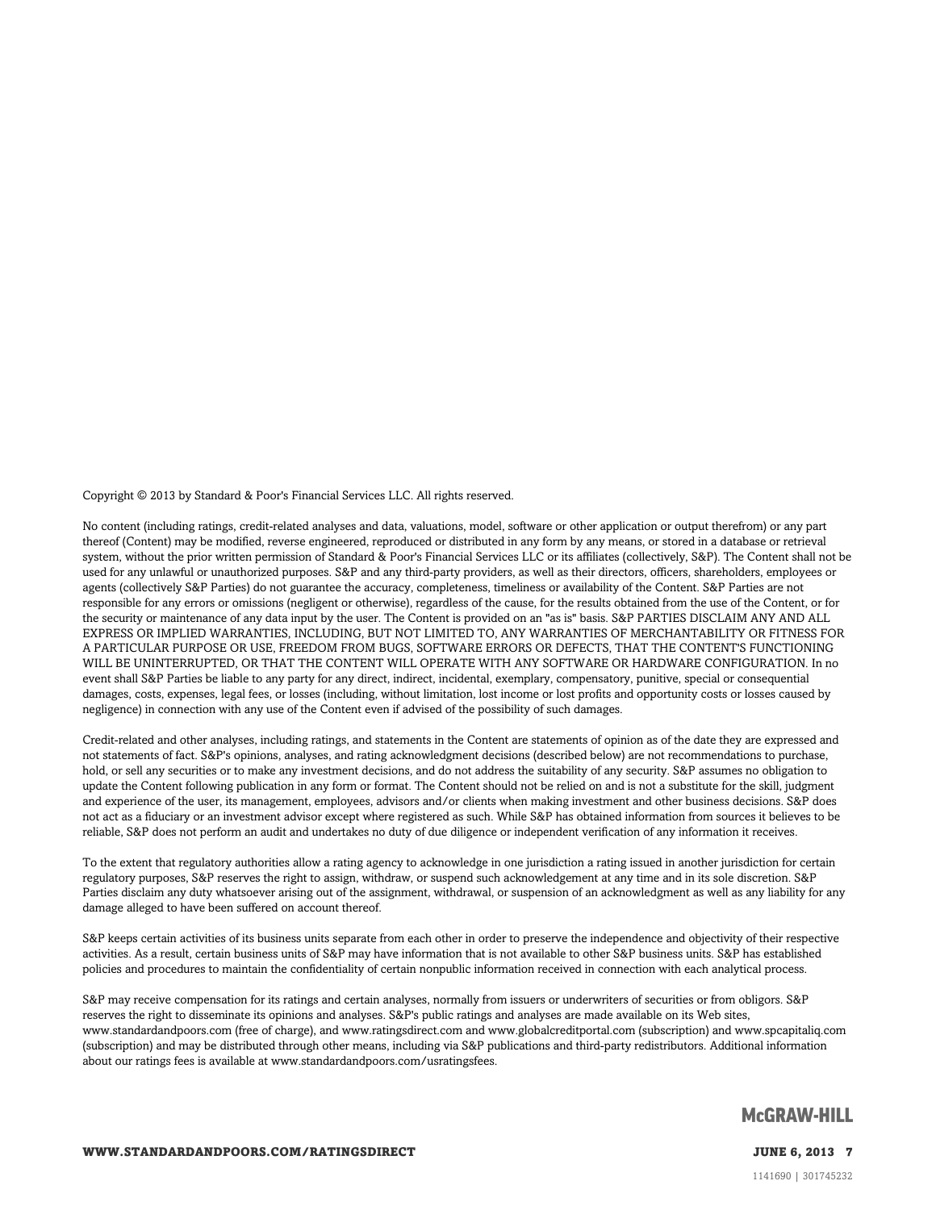Copyright © 2013 by Standard & Poor's Financial Services LLC. All rights reserved.

No content (including ratings, credit-related analyses and data, valuations, model, software or other application or output therefrom) or any part thereof (Content) may be modified, reverse engineered, reproduced or distributed in any form by any means, or stored in a database or retrieval system, without the prior written permission of Standard & Poor's Financial Services LLC or its affiliates (collectively, S&P). The Content shall not be used for any unlawful or unauthorized purposes. S&P and any third-party providers, as well as their directors, officers, shareholders, employees or agents (collectively S&P Parties) do not guarantee the accuracy, completeness, timeliness or availability of the Content. S&P Parties are not responsible for any errors or omissions (negligent or otherwise), regardless of the cause, for the results obtained from the use of the Content, or for the security or maintenance of any data input by the user. The Content is provided on an "as is" basis. S&P PARTIES DISCLAIM ANY AND ALL EXPRESS OR IMPLIED WARRANTIES, INCLUDING, BUT NOT LIMITED TO, ANY WARRANTIES OF MERCHANTABILITY OR FITNESS FOR A PARTICULAR PURPOSE OR USE, FREEDOM FROM BUGS, SOFTWARE ERRORS OR DEFECTS, THAT THE CONTENT'S FUNCTIONING WILL BE UNINTERRUPTED, OR THAT THE CONTENT WILL OPERATE WITH ANY SOFTWARE OR HARDWARE CONFIGURATION. In no event shall S&P Parties be liable to any party for any direct, indirect, incidental, exemplary, compensatory, punitive, special or consequential damages, costs, expenses, legal fees, or losses (including, without limitation, lost income or lost profits and opportunity costs or losses caused by negligence) in connection with any use of the Content even if advised of the possibility of such damages.

Credit-related and other analyses, including ratings, and statements in the Content are statements of opinion as of the date they are expressed and not statements of fact. S&P's opinions, analyses, and rating acknowledgment decisions (described below) are not recommendations to purchase, hold, or sell any securities or to make any investment decisions, and do not address the suitability of any security. S&P assumes no obligation to update the Content following publication in any form or format. The Content should not be relied on and is not a substitute for the skill, judgment and experience of the user, its management, employees, advisors and/or clients when making investment and other business decisions. S&P does not act as a fiduciary or an investment advisor except where registered as such. While S&P has obtained information from sources it believes to be reliable, S&P does not perform an audit and undertakes no duty of due diligence or independent verification of any information it receives.

To the extent that regulatory authorities allow a rating agency to acknowledge in one jurisdiction a rating issued in another jurisdiction for certain regulatory purposes, S&P reserves the right to assign, withdraw, or suspend such acknowledgement at any time and in its sole discretion. S&P Parties disclaim any duty whatsoever arising out of the assignment, withdrawal, or suspension of an acknowledgment as well as any liability for any damage alleged to have been suffered on account thereof.

S&P keeps certain activities of its business units separate from each other in order to preserve the independence and objectivity of their respective activities. As a result, certain business units of S&P may have information that is not available to other S&P business units. S&P has established policies and procedures to maintain the confidentiality of certain nonpublic information received in connection with each analytical process.

S&P may receive compensation for its ratings and certain analyses, normally from issuers or underwriters of securities or from obligors. S&P reserves the right to disseminate its opinions and analyses. S&P's public ratings and analyses are made available on its Web sites, www.standardandpoors.com (free of charge), and www.ratingsdirect.com and www.globalcreditportal.com (subscription) and www.spcapitaliq.com (subscription) and may be distributed through other means, including via S&P publications and third-party redistributors. Additional information about our ratings fees is available at www.standardandpoors.com/usratingsfees.

McGRAW-HILL

1141690 | 301745232